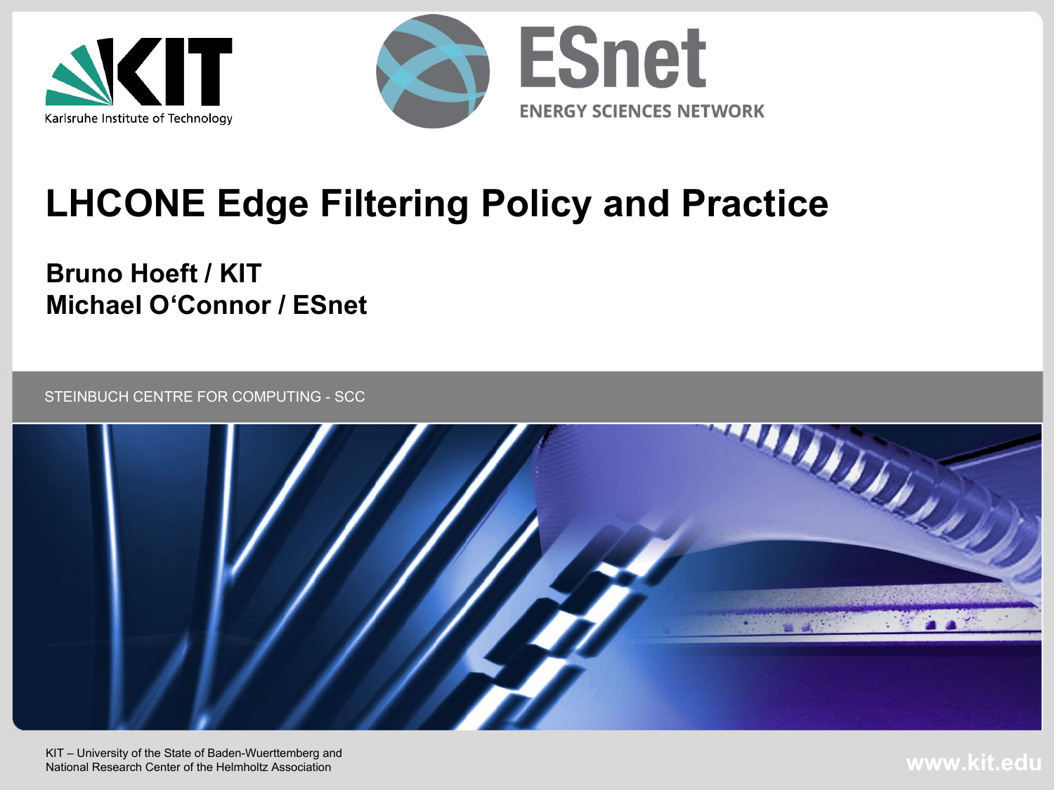# LHCONE Edge Filtering Policy and Practice

**Bruno Hoeft / KIT**
**Michael O'Connor / ESnet**

STEINBUCH CENTRE FOR COMPUTING - SCC

KIT – University of the State of Baden-Wuerttemberg and National Research Center of the Helmholtz Association

www.kit.edu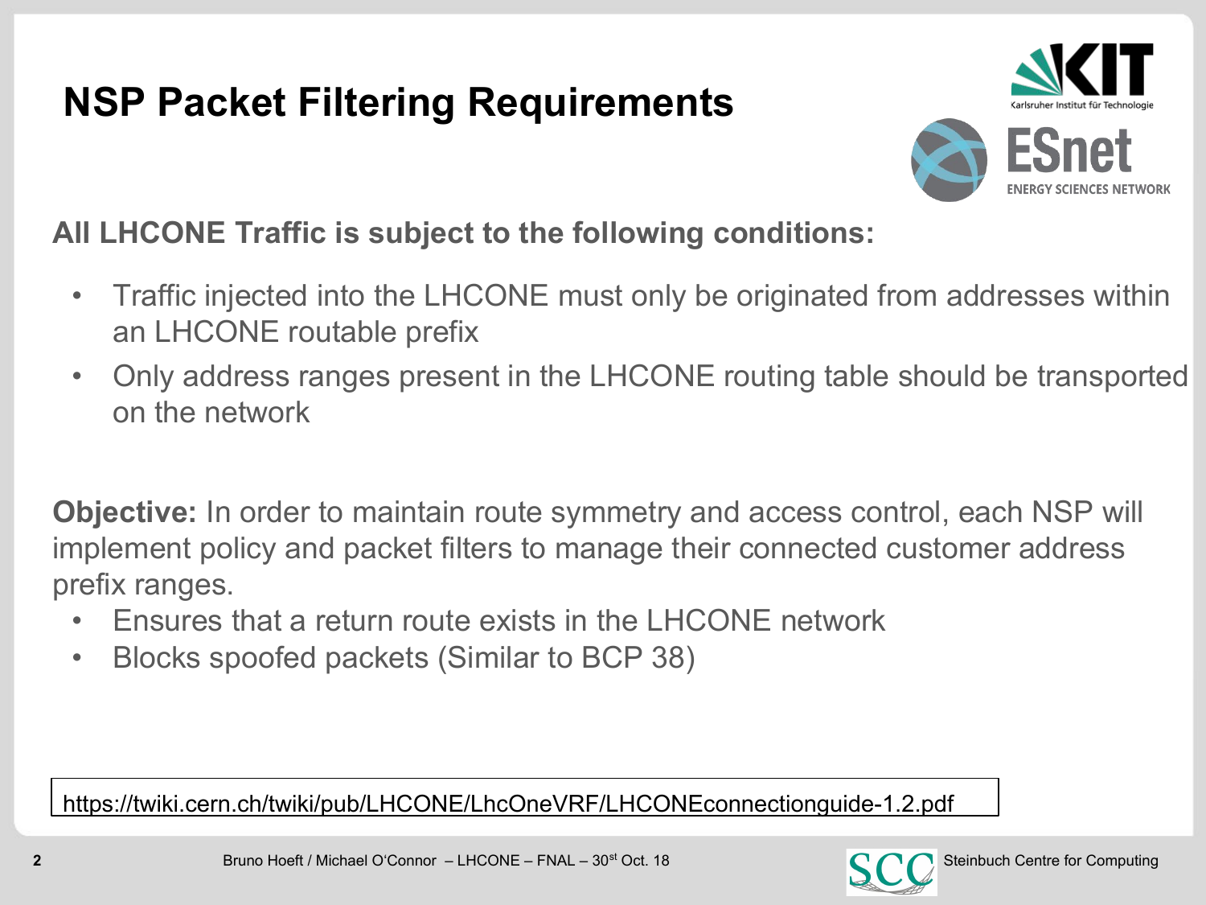# NSP Packet Filtering Requirements

**All LHCONE Traffic is subject to the following conditions:**

- Traffic injected into the LHCONE must only be originated from addresses within an LHCONE routable prefix
- Only address ranges present in the LHCONE routing table should be transported on the network

**Objective:** In order to maintain route symmetry and access control, each NSP will implement policy and packet filters to manage their connected customer address prefix ranges.

- Ensures that a return route exists in the LHCONE network
- Blocks spoofed packets (Similar to BCP 38)

https://twiki.cern.ch/twiki/pub/LHCONE/LhcOneVRF/LHCONEconnectionguide-1.2.pdf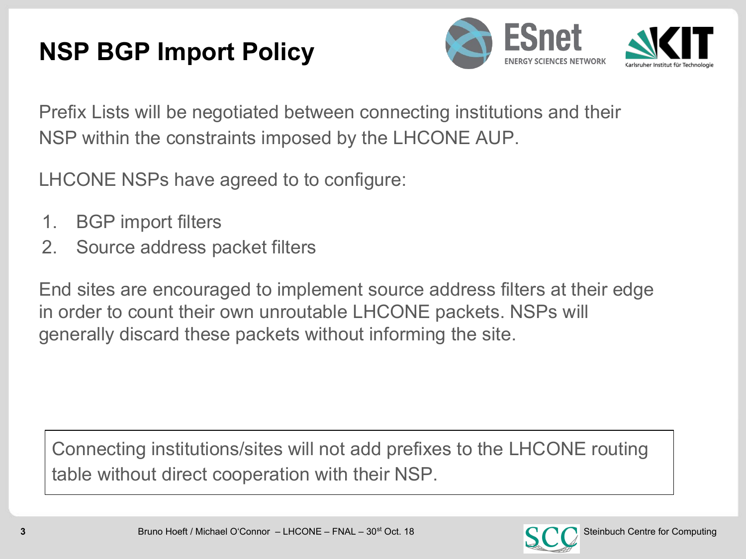# NSP BGP Import Policy

Prefix Lists will be negotiated between connecting institutions and their NSP within the constraints imposed by the LHCONE AUP.

LHCONE NSPs have agreed to to configure:

1. BGP import filters
2. Source address packet filters

End sites are encouraged to implement source address filters at their edge in order to count their own unroutable LHCONE packets. NSPs will generally discard these packets without informing the site.

> Connecting institutions/sites will not add prefixes to the LHCONE routing table without direct cooperation with their NSP.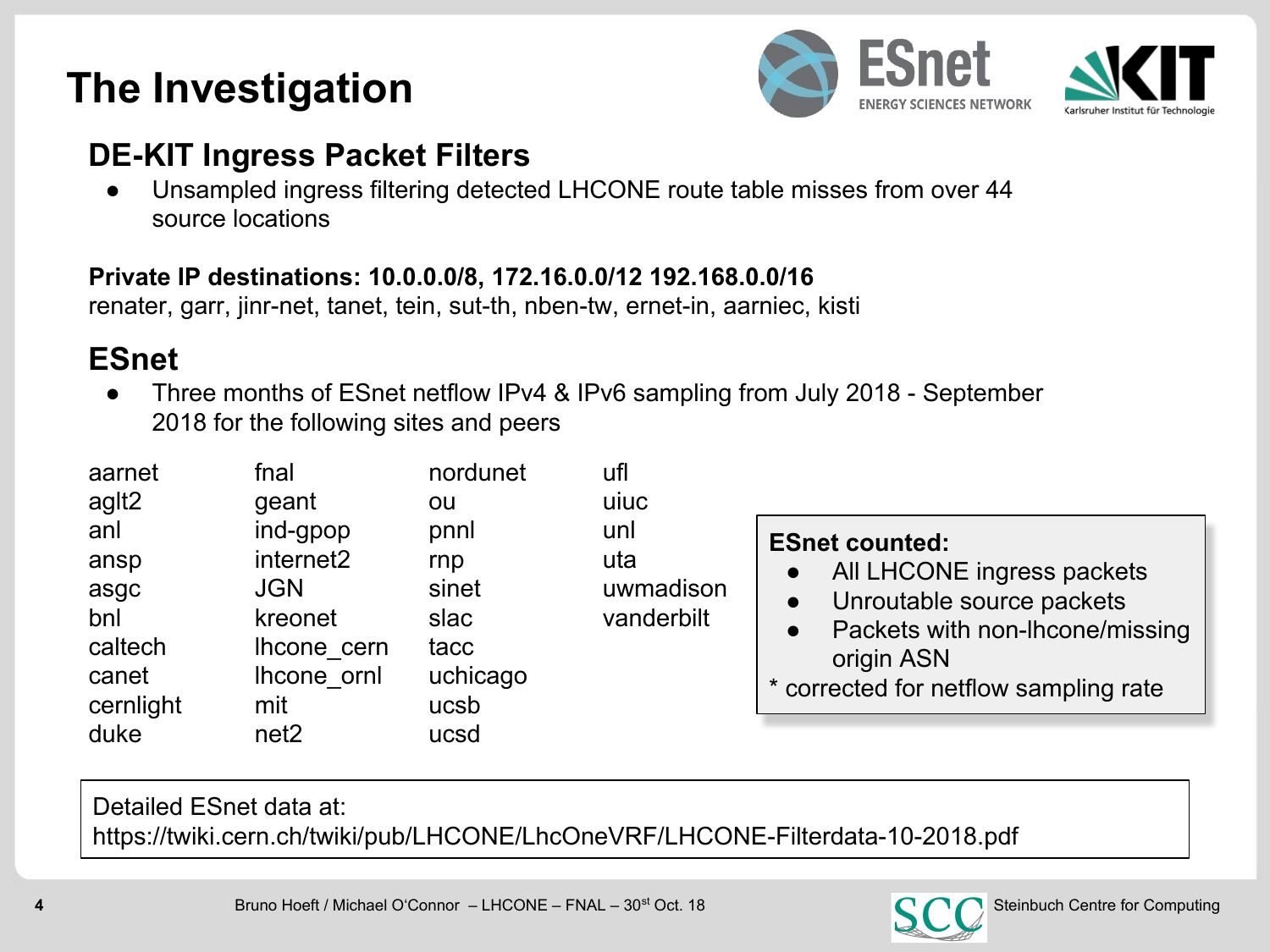# The Investigation

## DE-KIT Ingress Packet Filters

- Unsampled ingress filtering detected LHCONE route table misses from over 44 source locations

**Private IP destinations: 10.0.0.0/8, 172.16.0.0/12 192.168.0.0/16**
renater, garr, jinr-net, tanet, tein, sut-th, nben-tw, ernet-in, aarniec, kisti

## ESnet

- Three months of ESnet netflow IPv4 & IPv6 sampling from July 2018 - September 2018 for the following sites and peers

| | | | |
|---|---|---|---|
| aarnet | fnal | nordunet | ufl |
| aglt2 | geant | ou | uiuc |
| anl | ind-gpop | pnnl | unl |
| ansp | internet2 | rnp | uta |
| asgc | JGN | sinet | uwmadison |
| bnl | kreonet | slac | vanderbilt |
| caltech | lhcone_cern | tacc | |
| canet | lhcone_ornl | uchicago | |
| cernlight | mit | ucsb | |
| duke | net2 | ucsd | |

**ESnet counted:**

- All LHCONE ingress packets
- Unroutable source packets
- Packets with non-lhcone/missing origin ASN

* corrected for netflow sampling rate

Detailed ESnet data at:
https://twiki.cern.ch/twiki/pub/LHCONE/LhcOneVRF/LHCONE-Filterdata-10-2018.pdf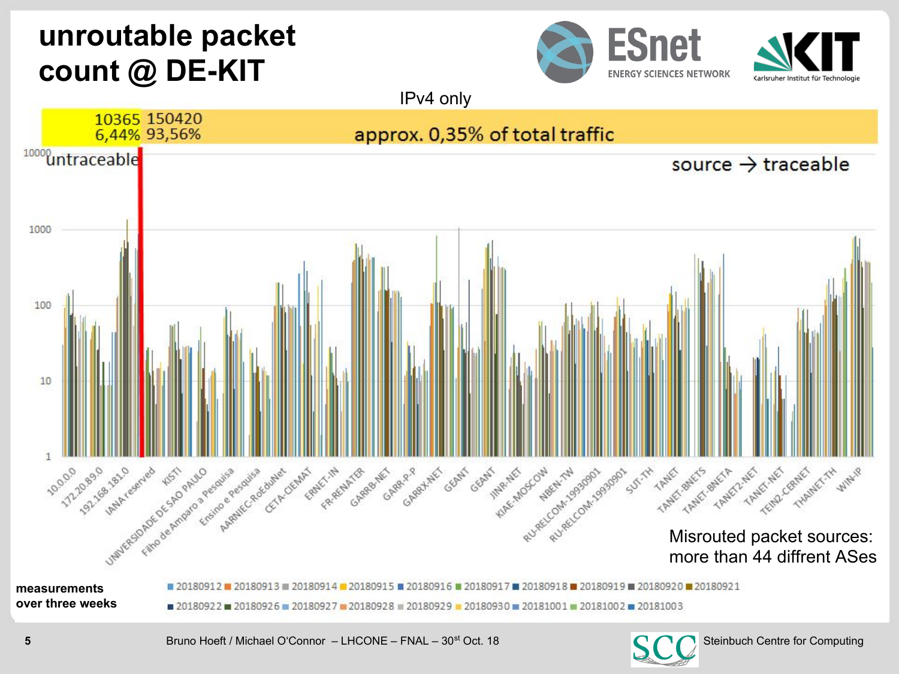# unroutable packet count @ DE-KIT

IPv4 only

| 10365 | 150420 |
|---|---|
| 6,44% | 93,56% |

approx. 0,35% of total traffic

untraceable

source → traceable

10000

1000

100

10

1

10.0.0.0, 172.20.89.0, 192.168.181.0, IANA reserved, KISTI, UNIVERSIDADE DE SAO PAULO, Filho de Amparo a Pesquisa, Ensino e Pesquisa, AARNIEC-RoEduNet, CETA-CIEMAT, ERNET-IN, FR-RENATER, GARR-B-NET, GARR-P-P, GARRX-NET, GEANT, GEANT, JINR-NET, KIAE-MOSCOW, NBEN-TW, RU-RELCOM-19930901, RU-RELCOM-19930901, SUT-TH, TANET, TANET-BNETS, TANET-BNETA, TANET2-NET, TANET-NET, TEIN2-CERNET, THAINET-TH, WIN-IP

Misrouted packet sources: more than 44 diffrent ASes

**measurements over three weeks**

20180912, 20180913, 20180914, 20180915, 20180916, 20180917, 20180918, 20180919, 20180920, 20180921, 20180922, 20180926, 20180927, 20180928, 20180929, 20180930, 20181001, 20181002, 20181003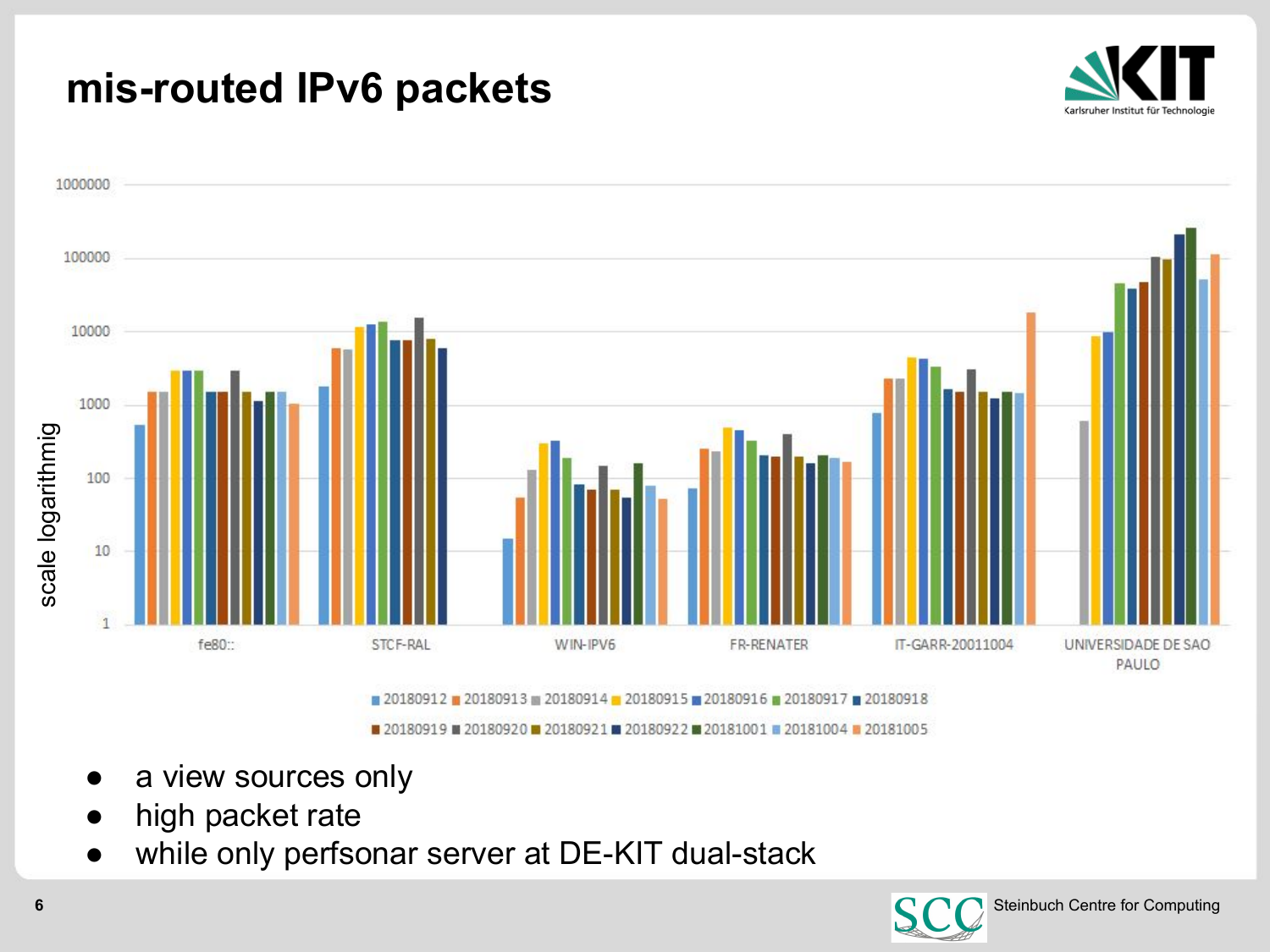# mis-routed IPv6 packets

- a view sources only
- high packet rate
- while only perfsonar server at DE-KIT dual-stack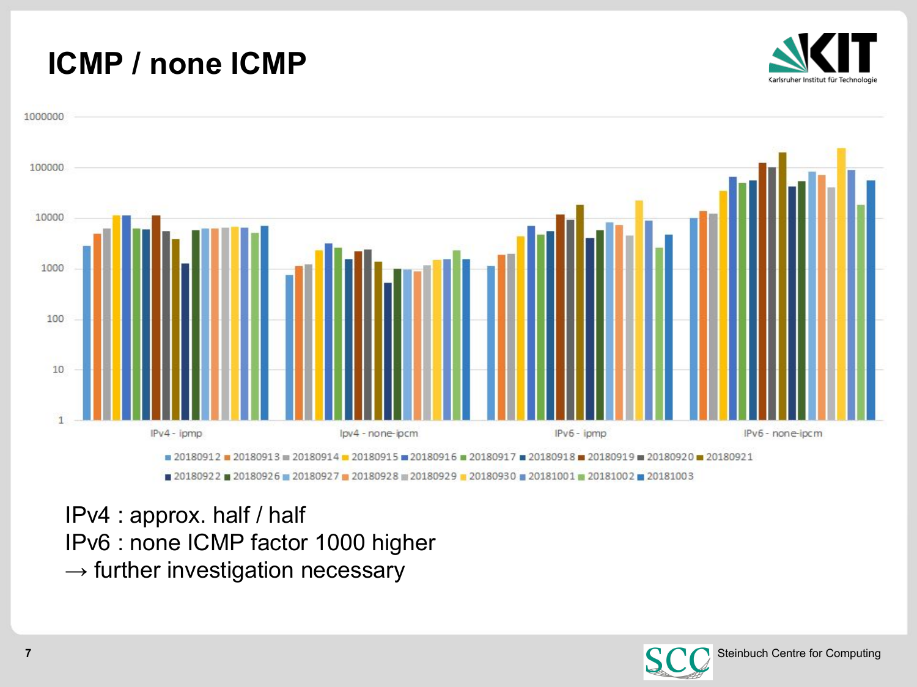# ICMP / none ICMP

IPv4 : approx. half / half
IPv6 : none ICMP factor 1000 higher
→ further investigation necessary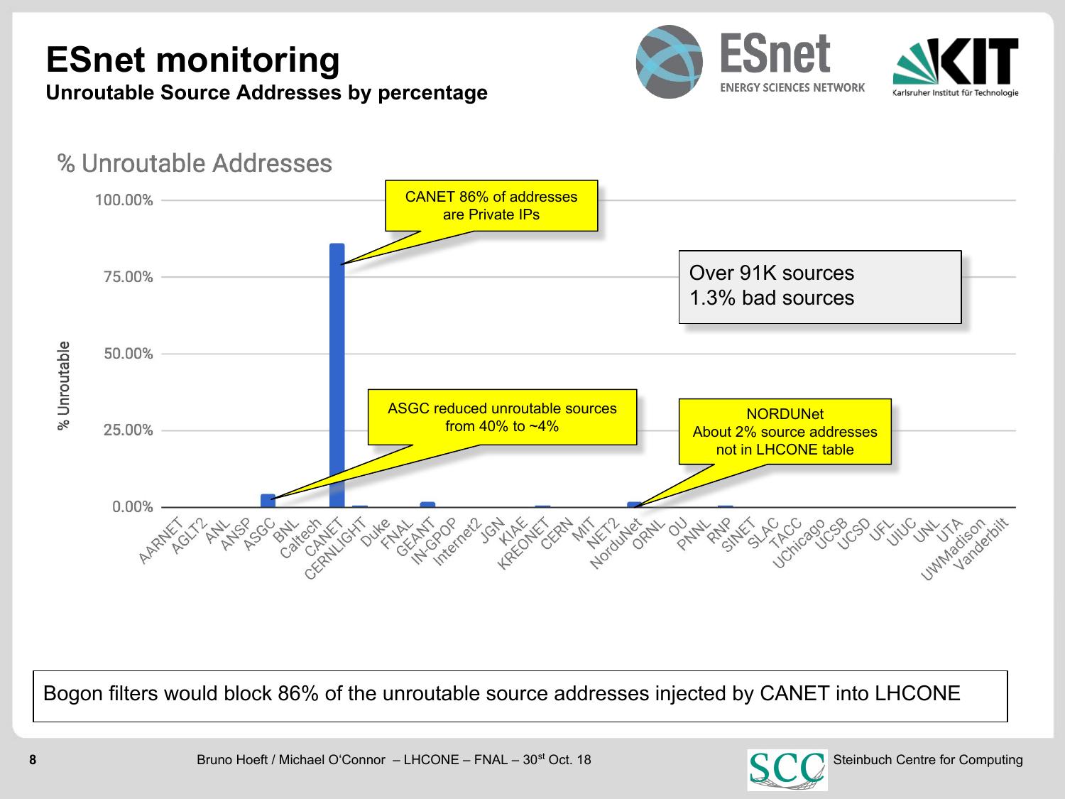# ESnet monitoring

## Unroutable Source Addresses by percentage

% Unroutable Addresses

- CANET 86% of addresses are Private IPs
- ASGC reduced unroutable sources from 40% to ~4%
- NORDUNet: About 2% source addresses not in LHCONE table

Over 91K sources
1.3% bad sources

Bogon filters would block 86% of the unroutable source addresses injected by CANET into LHCONE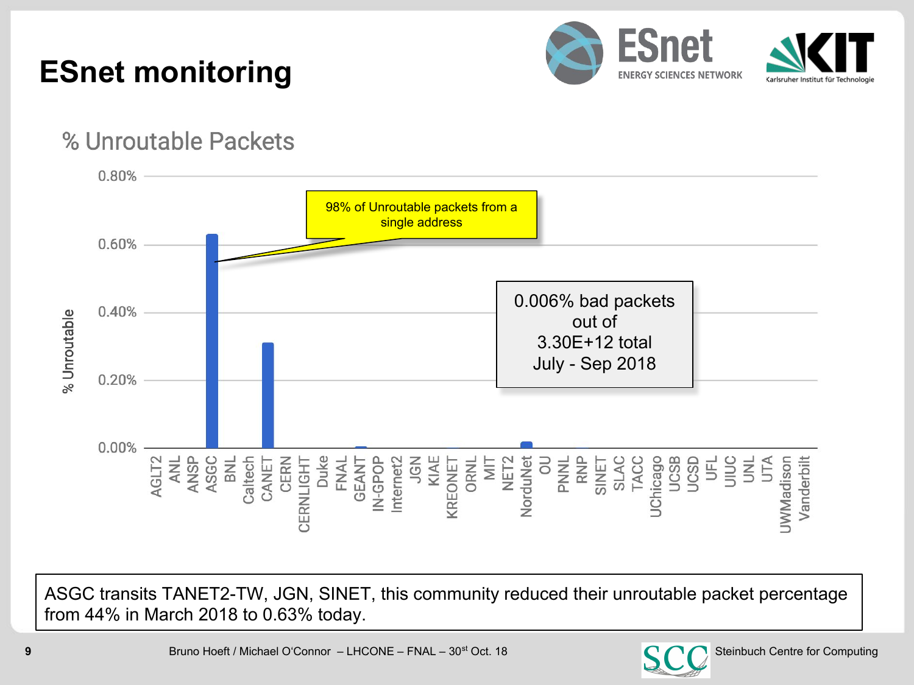# ESnet monitoring

## % Unroutable Packets

98% of Unroutable packets from a single address

0.006% bad packets out of 3.30E+12 total July - Sep 2018

| Site | % Unroutable (approx.) |
|---|---|
| AGLT2 | |
| ANL | |
| ANSP | |
| ASGC | 0.63% |
| BNL | |
| Caltech | |
| CANET | 0.31% |
| CERN | |
| CERNLIGHT | |
| Duke | |
| FNAL | |
| GEANT | |
| IN-GPOP | |
| Internet2 | |
| JGN | |
| KIAE | |
| KREONET | |
| ORNL | |
| MIT | |
| NET2 | |
| NorduNet | |
| OU | |
| PNNL | |
| RNP | |
| SINET | |
| SLAC | |
| TACC | |
| UChicago | |
| UCSB | |
| UCSD | |
| UFL | |
| UIUC | |
| UNL | |
| UTA | |
| UWMadison | |
| Vanderbilt | |

ASGC transits TANET2-TW, JGN, SINET, this community reduced their unroutable packet percentage from 44% in March 2018 to 0.63% today.

Bruno Hoeft / Michael O'Connor – LHCONE – FNAL – 30st Oct. 18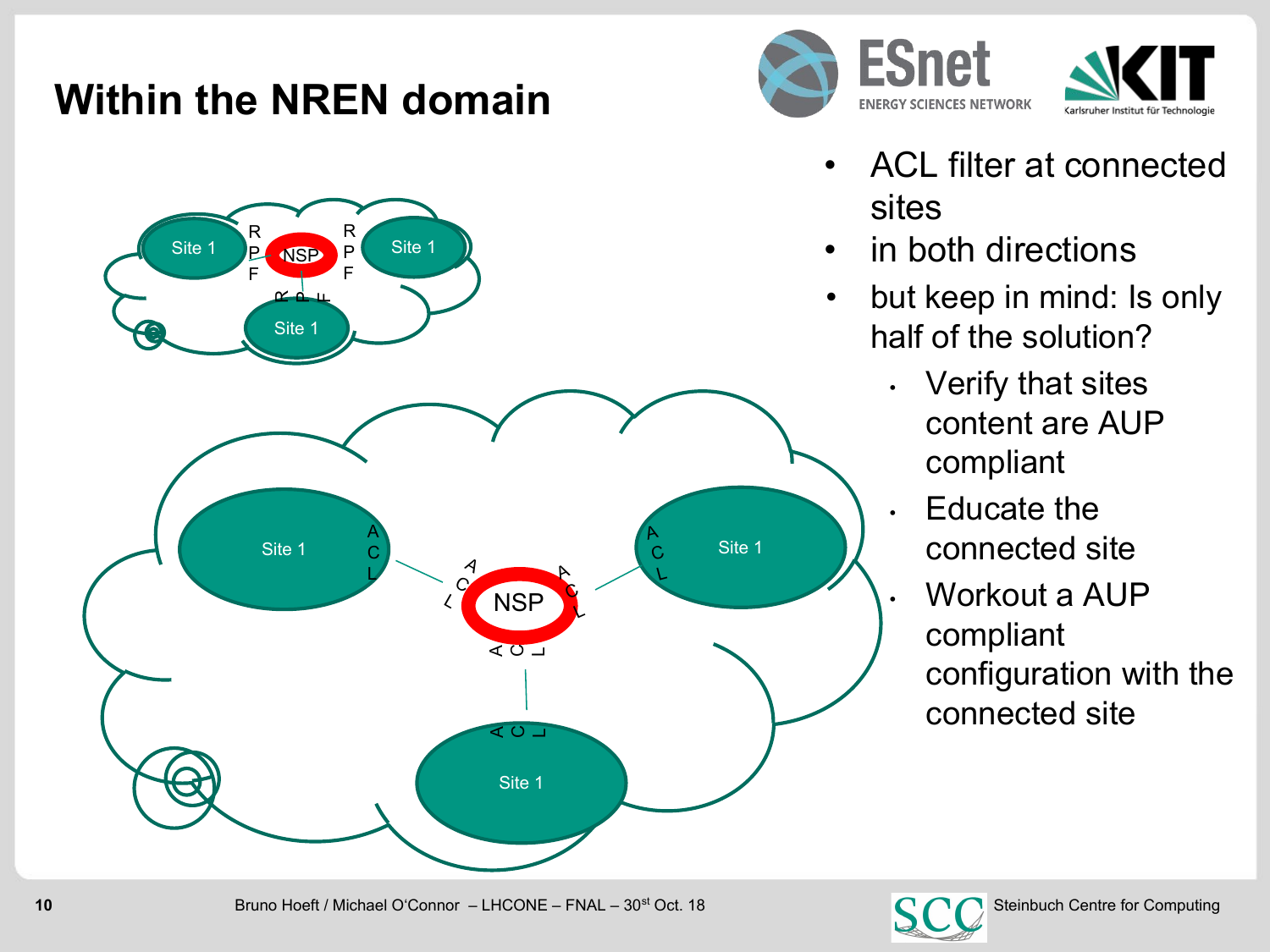# Within the NREN domain

- ACL filter at connected sites
- in both directions
- but keep in mind: Is only half of the solution?
  - Verify that sites content are AUP compliant
  - Educate the connected site
  - Workout a AUP compliant configuration with the connected site

Bruno Hoeft / Michael O'Connor – LHCONE – FNAL – 30st Oct. 18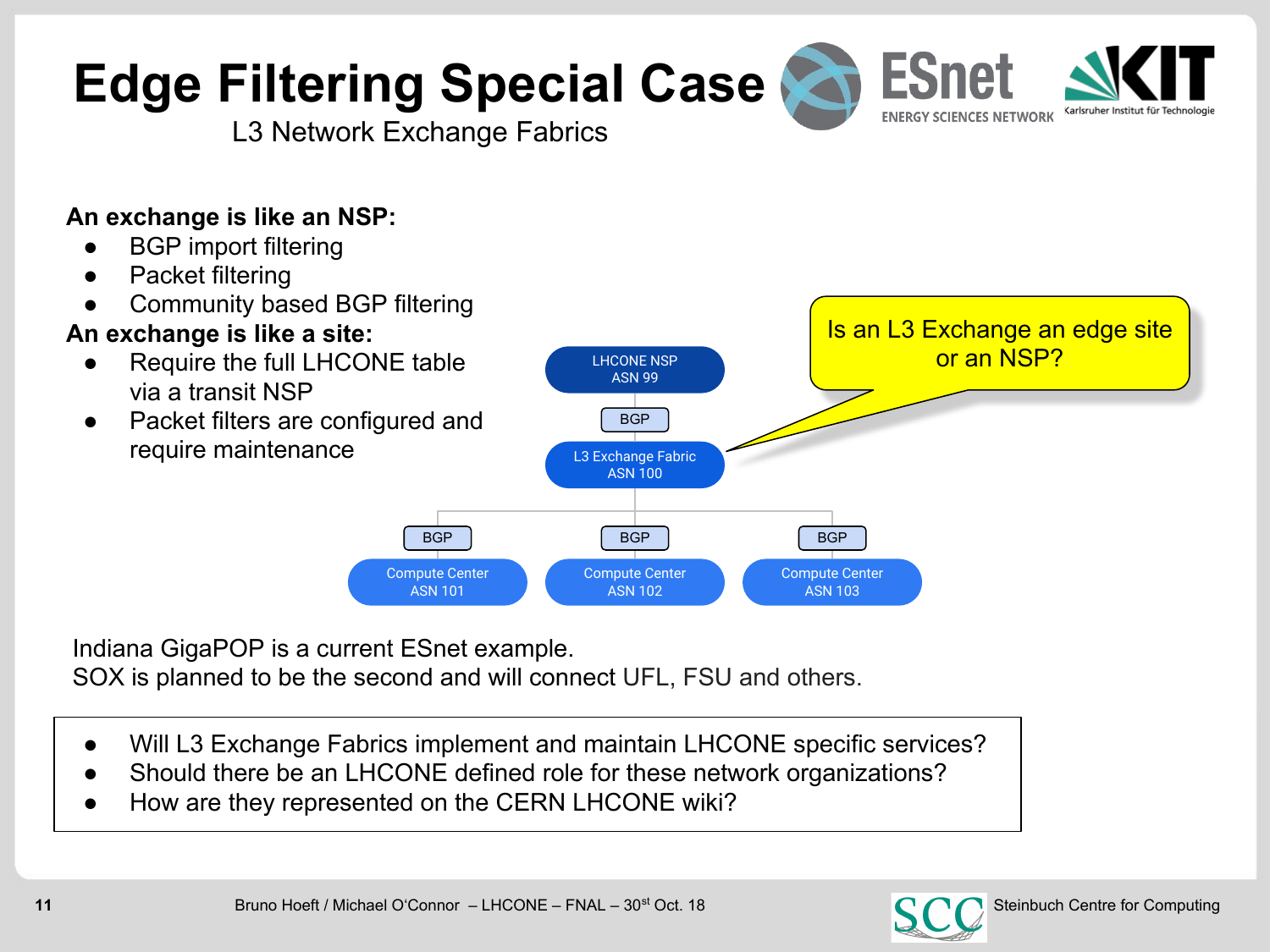# Edge Filtering Special Case

L3 Network Exchange Fabrics

**An exchange is like an NSP:**

- BGP import filtering
- Packet filtering
- Community based BGP filtering

**An exchange is like a site:**

- Require the full LHCONE table via a transit NSP
- Packet filters are configured and require maintenance

LHCONE NSP
ASN 99

BGP

L3 Exchange Fabric
ASN 100

BGP | BGP | BGP

Compute Center ASN 101 | Compute Center ASN 102 | Compute Center ASN 103

Is an L3 Exchange an edge site or an NSP?

Indiana GigaPOP is a current ESnet example.
SOX is planned to be the second and will connect UFL, FSU and others.

- Will L3 Exchange Fabrics implement and maintain LHCONE specific services?
- Should there be an LHCONE defined role for these network organizations?
- How are they represented on the CERN LHCONE wiki?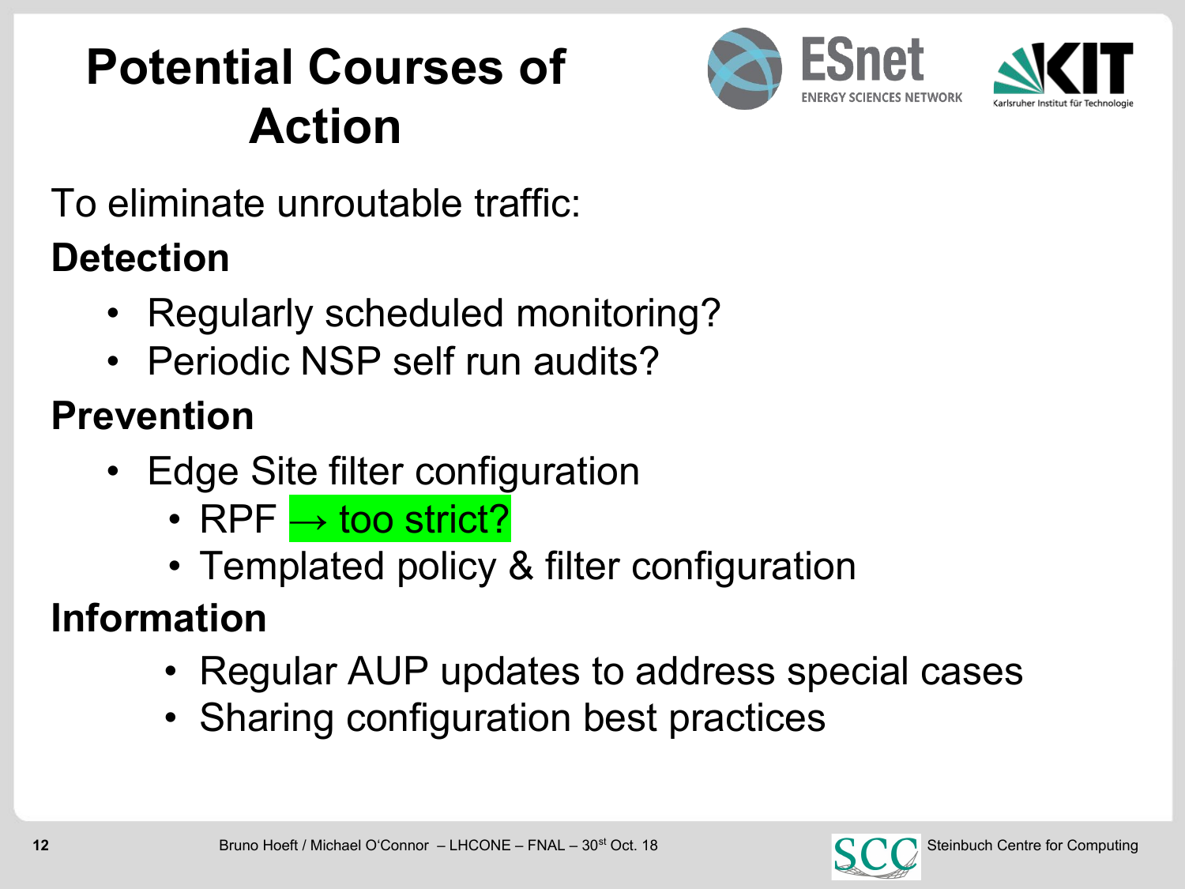# Potential Courses of Action

To eliminate unroutable traffic:

**Detection**

- Regularly scheduled monitoring?
- Periodic NSP self run audits?

**Prevention**

- Edge Site filter configuration
  - RPF → too strict?
  - Templated policy & filter configuration

**Information**

- Regular AUP updates to address special cases
- Sharing configuration best practices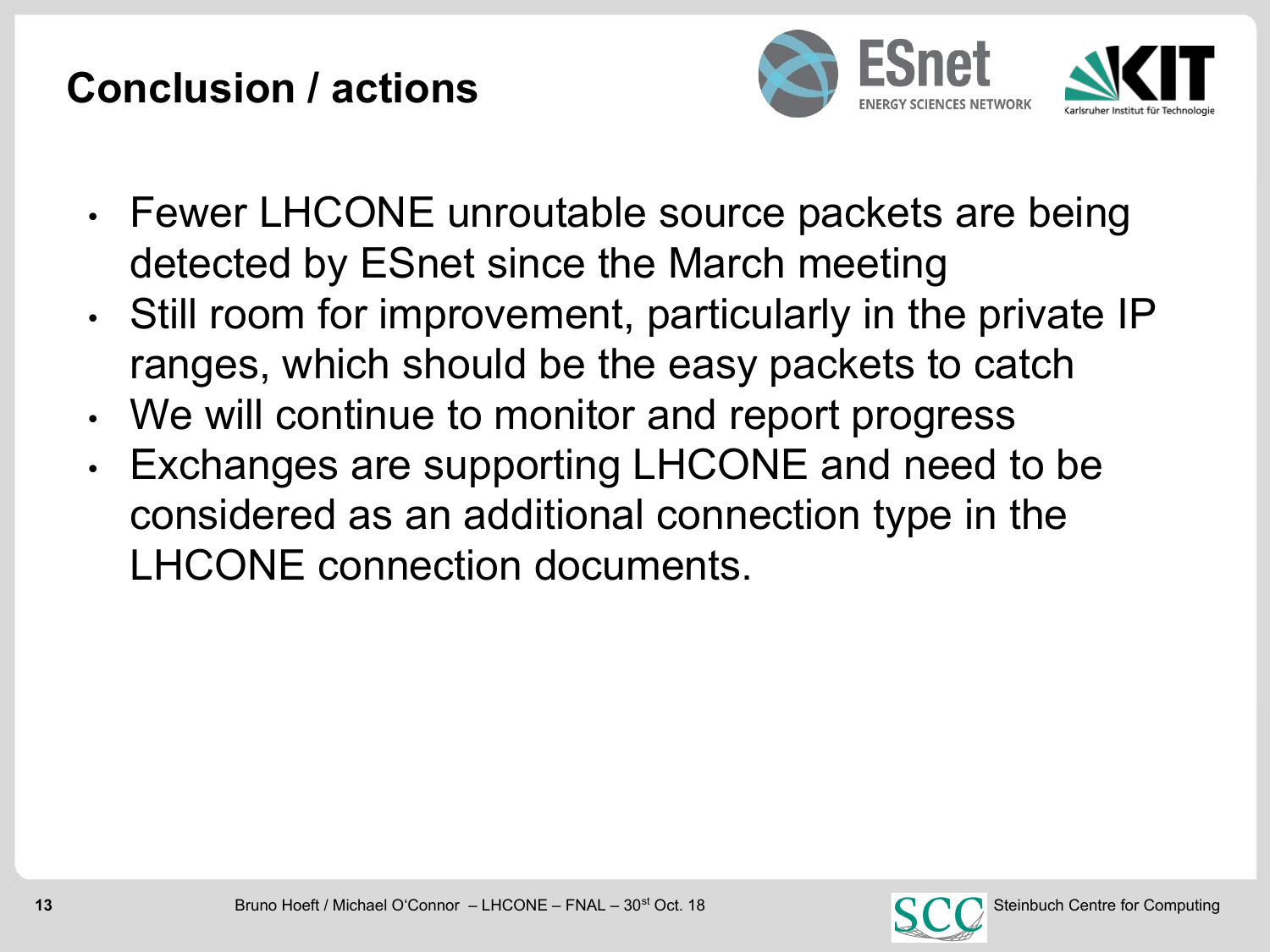# Conclusion / actions

- Fewer LHCONE unroutable source packets are being detected by ESnet since the March meeting
- Still room for improvement, particularly in the private IP ranges, which should be the easy packets to catch
- We will continue to monitor and report progress
- Exchanges are supporting LHCONE and need to be considered as an additional connection type in the LHCONE connection documents.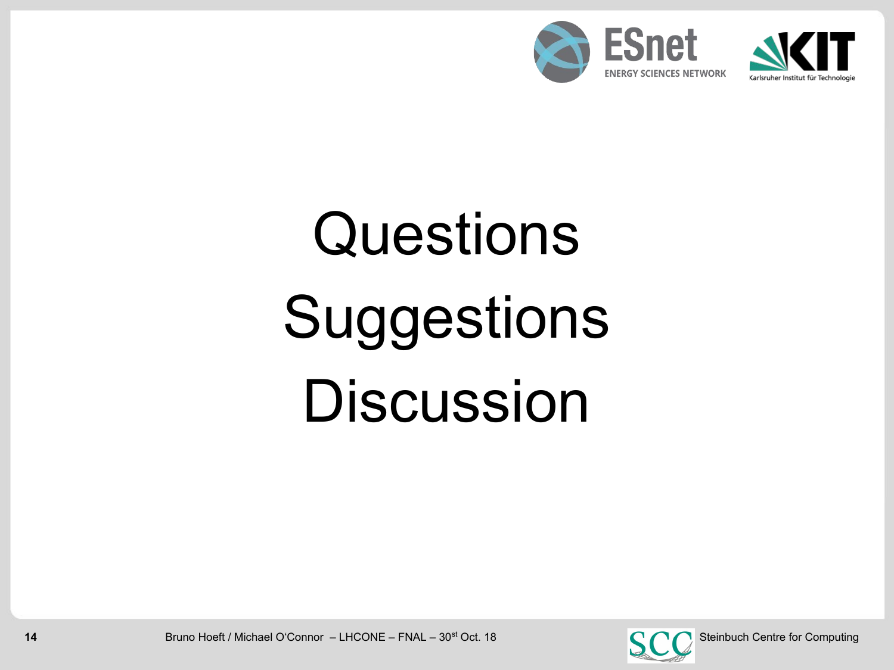# Questions
# Suggestions
# Discussion